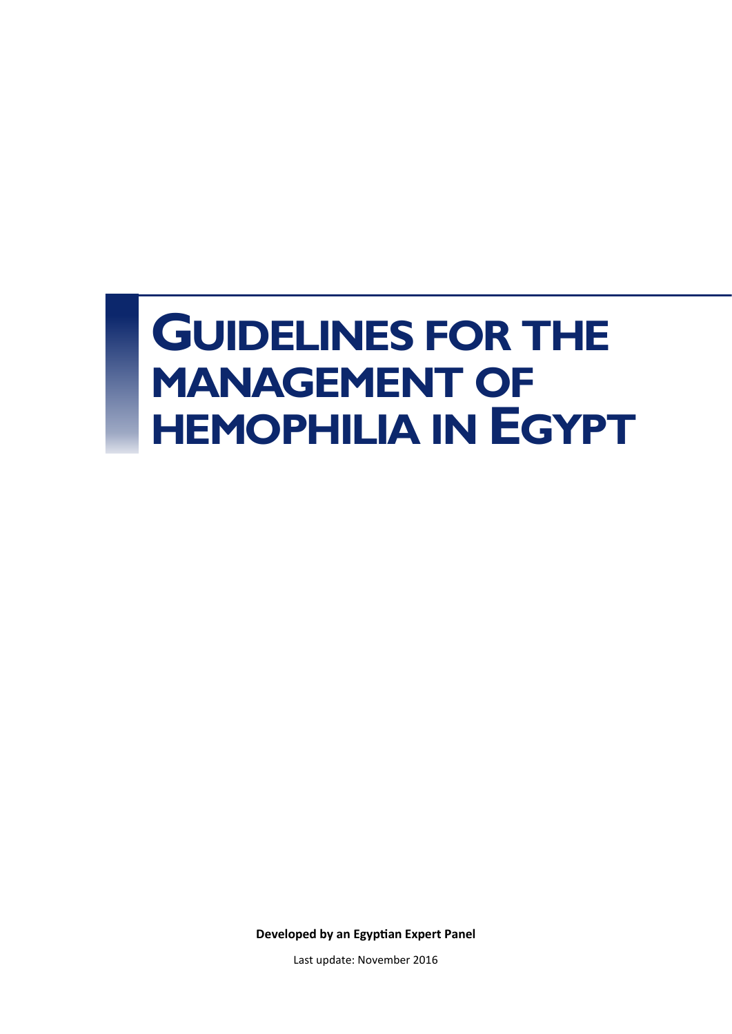# Guidelines for the management of hemophilia in Egypt

**Developed by an Egyptian Expert Panel**

Last update: November 2016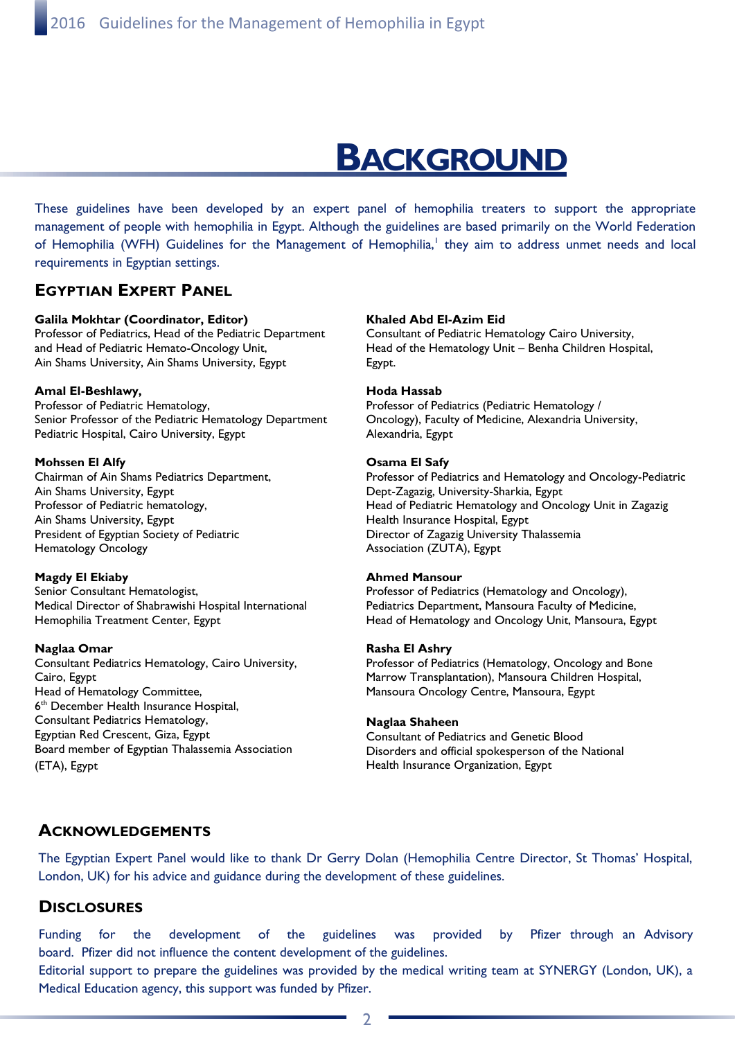# BACKGROUND

These guidelines have been developed by an expert panel of hemophilia treaters to support the appropriate management of people with hemophilia in Egypt. Although the guidelines are based primarily on the World Federation of Hemophilia (WFH) Guidelines for the Management of Hemophilia,[1] they aim to address unmet needs and local requirements in Egyptian settings.

## EGYPTIAN EXPERT PANEL

**Galila Mokhtar (Coordinator, Editor)**
Professor of Pediatrics, Head of the Pediatric Department and Head of Pediatric Hemato-Oncology Unit,
Ain Shams University, Ain Shams University, Egypt

**Amal El-Beshlawy,**
Professor of Pediatric Hematology,
Senior Professor of the Pediatric Hematology Department
Pediatric Hospital, Cairo University, Egypt

**Mohssen El Alfy**
Chairman of Ain Shams Pediatrics Department,
Ain Shams University, Egypt
Professor of Pediatric hematology,
Ain Shams University, Egypt
President of Egyptian Society of Pediatric Hematology Oncology

**Magdy El Ekiaby**
Senior Consultant Hematologist,
Medical Director of Shabrawishi Hospital International Hemophilia Treatment Center, Egypt

**Naglaa Omar**
Consultant Pediatrics Hematology, Cairo University, Cairo, Egypt
Head of Hematology Committee,
6th December Health Insurance Hospital,
Consultant Pediatrics Hematology,
Egyptian Red Crescent, Giza, Egypt
Board member of Egyptian Thalassemia Association (ETA), Egypt

**Khaled Abd El-Azim Eid**
Consultant of Pediatric Hematology Cairo University,
Head of the Hematology Unit – Benha Children Hospital, Egypt.

**Hoda Hassab**
Professor of Pediatrics (Pediatric Hematology / Oncology), Faculty of Medicine, Alexandria University, Alexandria, Egypt

**Osama El Safy**
Professor of Pediatrics and Hematology and Oncology-Pediatric Dept-Zagazig, University-Sharkia, Egypt
Head of Pediatric Hematology and Oncology Unit in Zagazig Health Insurance Hospital, Egypt
Director of Zagazig University Thalassemia Association (ZUTA), Egypt

**Ahmed Mansour**
Professor of Pediatrics (Hematology and Oncology),
Pediatrics Department, Mansoura Faculty of Medicine,
Head of Hematology and Oncology Unit, Mansoura, Egypt

**Rasha El Ashry**
Professor of Pediatrics (Hematology, Oncology and Bone Marrow Transplantation), Mansoura Children Hospital, Mansoura Oncology Centre, Mansoura, Egypt

**Naglaa Shaheen**
Consultant of Pediatrics and Genetic Blood Disorders and official spokesperson of the National Health Insurance Organization, Egypt

## ACKNOWLEDGEMENTS

The Egyptian Expert Panel would like to thank Dr Gerry Dolan (Hemophilia Centre Director, St Thomas' Hospital, London, UK) for his advice and guidance during the development of these guidelines.

## DISCLOSURES

Funding for the development of the guidelines was provided by Pfizer through an Advisory board. Pfizer did not influence the content development of the guidelines.
Editorial support to prepare the guidelines was provided by the medical writing team at SYNERGY (London, UK), a Medical Education agency, this support was funded by Pfizer.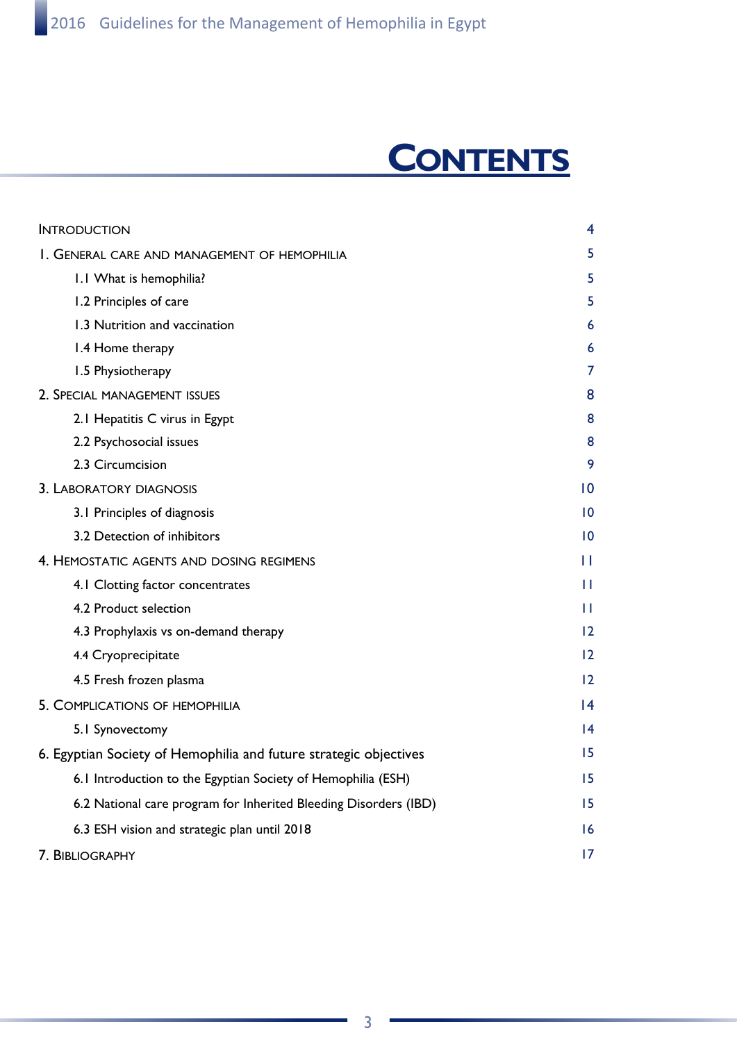# Contents

| | |
|---|---|
| Introduction | 4 |
| 1. General care and management of hemophilia | 5 |
| 1.1 What is hemophilia? | 5 |
| 1.2 Principles of care | 5 |
| 1.3 Nutrition and vaccination | 6 |
| 1.4 Home therapy | 6 |
| 1.5 Physiotherapy | 7 |
| 2. Special management issues | 8 |
| 2.1 Hepatitis C virus in Egypt | 8 |
| 2.2 Psychosocial issues | 8 |
| 2.3 Circumcision | 9 |
| 3. Laboratory diagnosis | 10 |
| 3.1 Principles of diagnosis | 10 |
| 3.2 Detection of inhibitors | 10 |
| 4. Hemostatic agents and dosing regimens | 11 |
| 4.1 Clotting factor concentrates | 11 |
| 4.2 Product selection | 11 |
| 4.3 Prophylaxis vs on-demand therapy | 12 |
| 4.4 Cryoprecipitate | 12 |
| 4.5 Fresh frozen plasma | 12 |
| 5. Complications of hemophilia | 14 |
| 5.1 Synovectomy | 14 |
| 6. Egyptian Society of Hemophilia and future strategic objectives | 15 |
| 6.1 Introduction to the Egyptian Society of Hemophilia (ESH) | 15 |
| 6.2 National care program for Inherited Bleeding Disorders (IBD) | 15 |
| 6.3 ESH vision and strategic plan until 2018 | 16 |
| 7. Bibliography | 17 |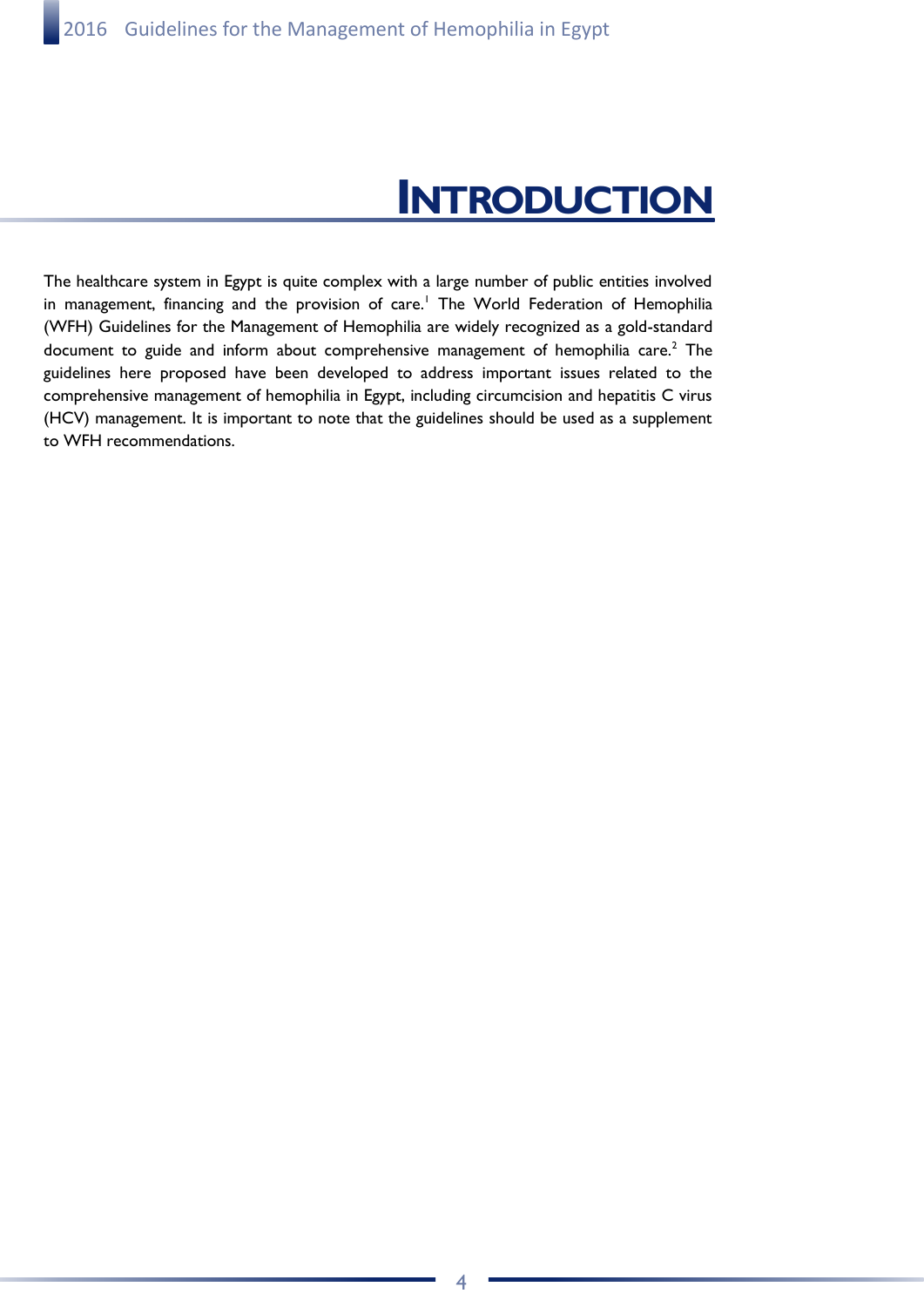# INTRODUCTION

The healthcare system in Egypt is quite complex with a large number of public entities involved in management, financing and the provision of care.[1] The World Federation of Hemophilia (WFH) Guidelines for the Management of Hemophilia are widely recognized as a gold-standard document to guide and inform about comprehensive management of hemophilia care.[2] The guidelines here proposed have been developed to address important issues related to the comprehensive management of hemophilia in Egypt, including circumcision and hepatitis C virus (HCV) management. It is important to note that the guidelines should be used as a supplement to WFH recommendations.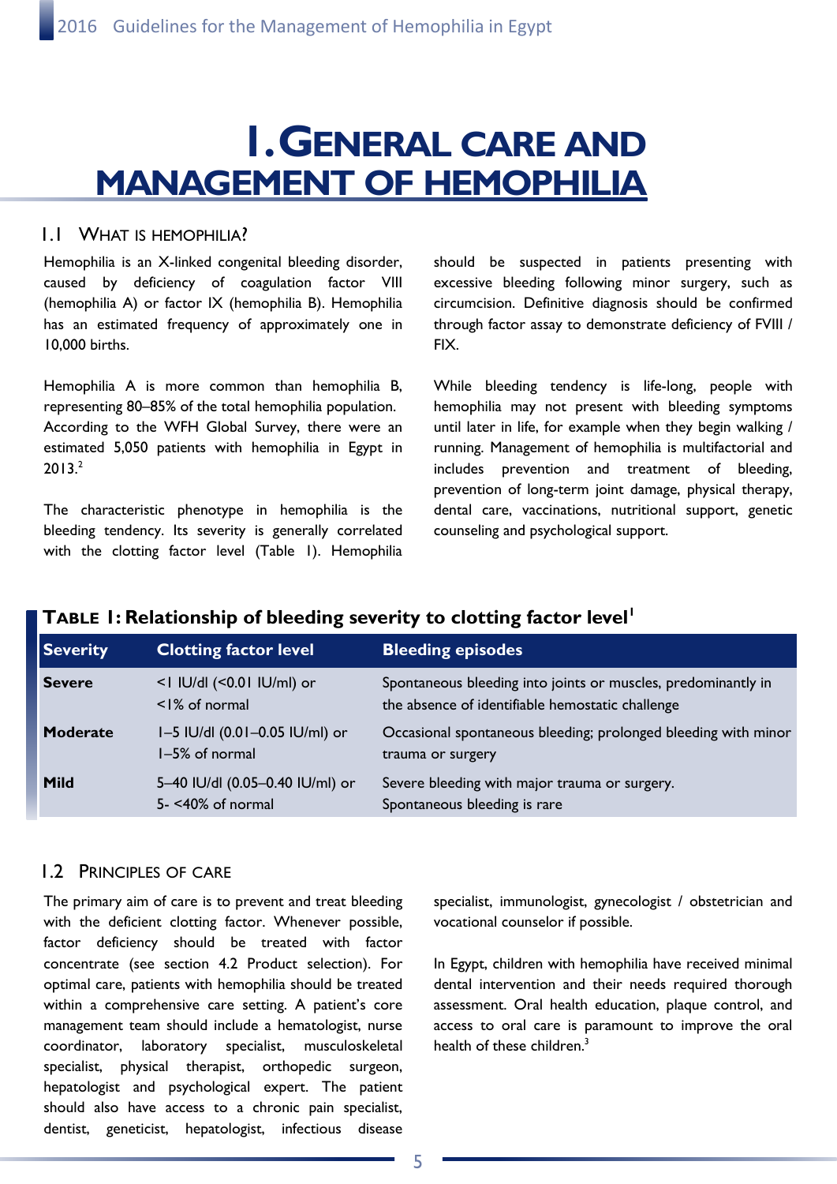# 1. General Care and Management of Hemophilia

## 1.1 What is Hemophilia?

Hemophilia is an X-linked congenital bleeding disorder, caused by deficiency of coagulation factor VIII (hemophilia A) or factor IX (hemophilia B). Hemophilia has an estimated frequency of approximately one in 10,000 births.

Hemophilia A is more common than hemophilia B, representing 80–85% of the total hemophilia population. According to the WFH Global Survey, there were an estimated 5,050 patients with hemophilia in Egypt in 2013.[2]

The characteristic phenotype in hemophilia is the bleeding tendency. Its severity is generally correlated with the clotting factor level (Table 1). Hemophilia should be suspected in patients presenting with excessive bleeding following minor surgery, such as circumcision. Definitive diagnosis should be confirmed through factor assay to demonstrate deficiency of FVIII / FIX.

While bleeding tendency is life-long, people with hemophilia may not present with bleeding symptoms until later in life, for example when they begin walking / running. Management of hemophilia is multifactorial and includes prevention and treatment of bleeding, prevention of long-term joint damage, physical therapy, dental care, vaccinations, nutritional support, genetic counseling and psychological support.

**Table 1: Relationship of bleeding severity to clotting factor level[1]**

| Severity | Clotting factor level | Bleeding episodes |
|---|---|---|
| **Severe** | <1 IU/dl (<0.01 IU/ml) or <1% of normal | Spontaneous bleeding into joints or muscles, predominantly in the absence of identifiable hemostatic challenge |
| **Moderate** | 1–5 IU/dl (0.01–0.05 IU/ml) or 1–5% of normal | Occasional spontaneous bleeding; prolonged bleeding with minor trauma or surgery |
| **Mild** | 5–40 IU/dl (0.05–0.40 IU/ml) or 5- <40% of normal | Severe bleeding with major trauma or surgery. Spontaneous bleeding is rare |

## 1.2 Principles of Care

The primary aim of care is to prevent and treat bleeding with the deficient clotting factor. Whenever possible, factor deficiency should be treated with factor concentrate (see section 4.2 Product selection). For optimal care, patients with hemophilia should be treated within a comprehensive care setting. A patient's core management team should include a hematologist, nurse coordinator, laboratory specialist, musculoskeletal specialist, physical therapist, orthopedic surgeon, hepatologist and psychological expert. The patient should also have access to a chronic pain specialist, dentist, geneticist, hepatologist, infectious disease specialist, immunologist, gynecologist / obstetrician and vocational counselor if possible.

In Egypt, children with hemophilia have received minimal dental intervention and their needs required thorough assessment. Oral health education, plaque control, and access to oral care is paramount to improve the oral health of these children.[3]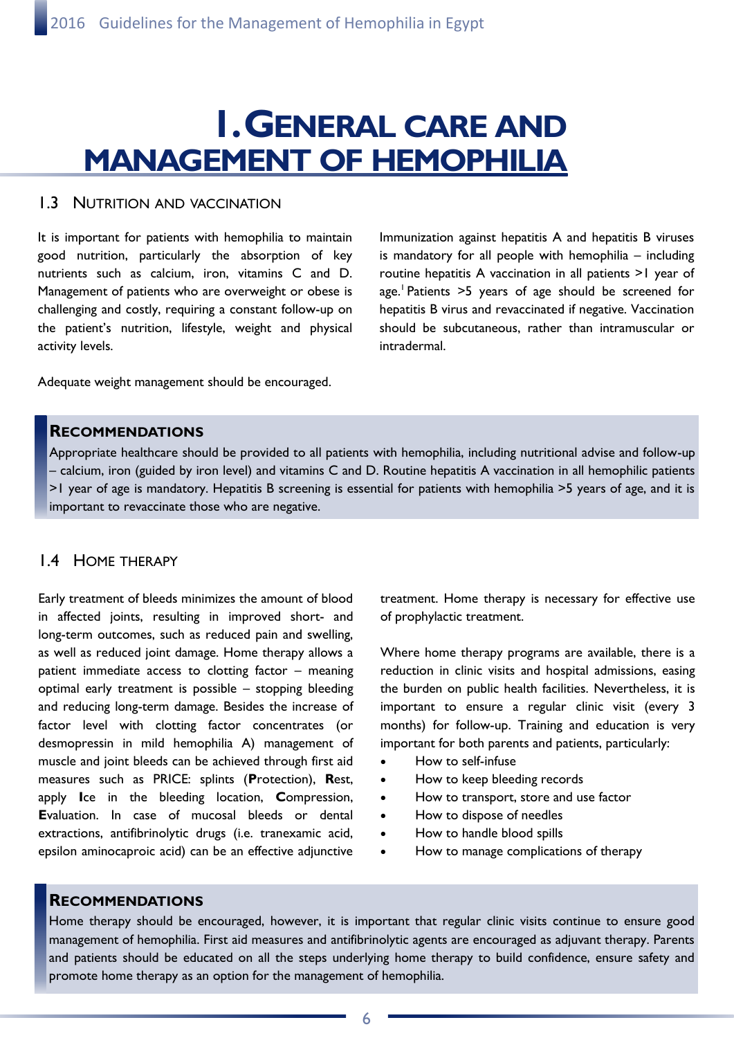# 1. General Care and Management of Hemophilia

## 1.3 Nutrition and Vaccination

It is important for patients with hemophilia to maintain good nutrition, particularly the absorption of key nutrients such as calcium, iron, vitamins C and D. Management of patients who are overweight or obese is challenging and costly, requiring a constant follow-up on the patient's nutrition, lifestyle, weight and physical activity levels.

Adequate weight management should be encouraged.

Immunization against hepatitis A and hepatitis B viruses is mandatory for all people with hemophilia – including routine hepatitis A vaccination in all patients >1 year of age.[1] Patients >5 years of age should be screened for hepatitis B virus and revaccinated if negative. Vaccination should be subcutaneous, rather than intramuscular or intradermal.

### Recommendations

Appropriate healthcare should be provided to all patients with hemophilia, including nutritional advise and follow-up – calcium, iron (guided by iron level) and vitamins C and D. Routine hepatitis A vaccination in all hemophilic patients >1 year of age is mandatory. Hepatitis B screening is essential for patients with hemophilia >5 years of age, and it is important to revaccinate those who are negative.

## 1.4 Home Therapy

Early treatment of bleeds minimizes the amount of blood in affected joints, resulting in improved short- and long-term outcomes, such as reduced pain and swelling, as well as reduced joint damage. Home therapy allows a patient immediate access to clotting factor – meaning optimal early treatment is possible – stopping bleeding and reducing long-term damage. Besides the increase of factor level with clotting factor concentrates (or desmopressin in mild hemophilia A) management of muscle and joint bleeds can be achieved through first aid measures such as PRICE: splints (**P**rotection), **R**est, apply **I**ce in the bleeding location, **C**ompression, **E**valuation. In case of mucosal bleeds or dental extractions, antifibrinolytic drugs (i.e. tranexamic acid, epsilon aminocaproic acid) can be an effective adjunctive treatment. Home therapy is necessary for effective use of prophylactic treatment.

Where home therapy programs are available, there is a reduction in clinic visits and hospital admissions, easing the burden on public health facilities. Nevertheless, it is important to ensure a regular clinic visit (every 3 months) for follow-up. Training and education is very important for both parents and patients, particularly:

- How to self-infuse
- How to keep bleeding records
- How to transport, store and use factor
- How to dispose of needles
- How to handle blood spills
- How to manage complications of therapy

### Recommendations

Home therapy should be encouraged, however, it is important that regular clinic visits continue to ensure good management of hemophilia. First aid measures and antifibrinolytic agents are encouraged as adjuvant therapy. Parents and patients should be educated on all the steps underlying home therapy to build confidence, ensure safety and promote home therapy as an option for the management of hemophilia.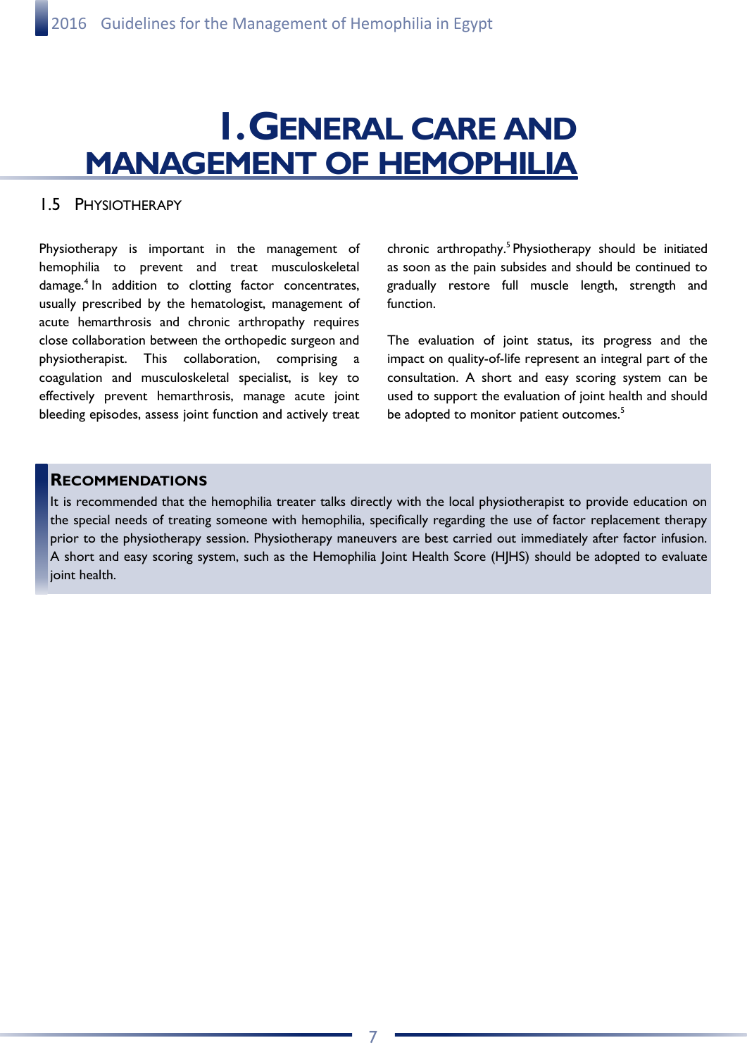# 1. General care and management of hemophilia

## 1.5 Physiotherapy

Physiotherapy is important in the management of hemophilia to prevent and treat musculoskeletal damage.[4] In addition to clotting factor concentrates, usually prescribed by the hematologist, management of acute hemarthrosis and chronic arthropathy requires close collaboration between the orthopedic surgeon and physiotherapist. This collaboration, comprising a coagulation and musculoskeletal specialist, is key to effectively prevent hemarthrosis, manage acute joint bleeding episodes, assess joint function and actively treat chronic arthropathy.[5] Physiotherapy should be initiated as soon as the pain subsides and should be continued to gradually restore full muscle length, strength and function.

The evaluation of joint status, its progress and the impact on quality-of-life represent an integral part of the consultation. A short and easy scoring system can be used to support the evaluation of joint health and should be adopted to monitor patient outcomes.[5]

### Recommendations

It is recommended that the hemophilia treater talks directly with the local physiotherapist to provide education on the special needs of treating someone with hemophilia, specifically regarding the use of factor replacement therapy prior to the physiotherapy session. Physiotherapy maneuvers are best carried out immediately after factor infusion. A short and easy scoring system, such as the Hemophilia Joint Health Score (HJHS) should be adopted to evaluate joint health.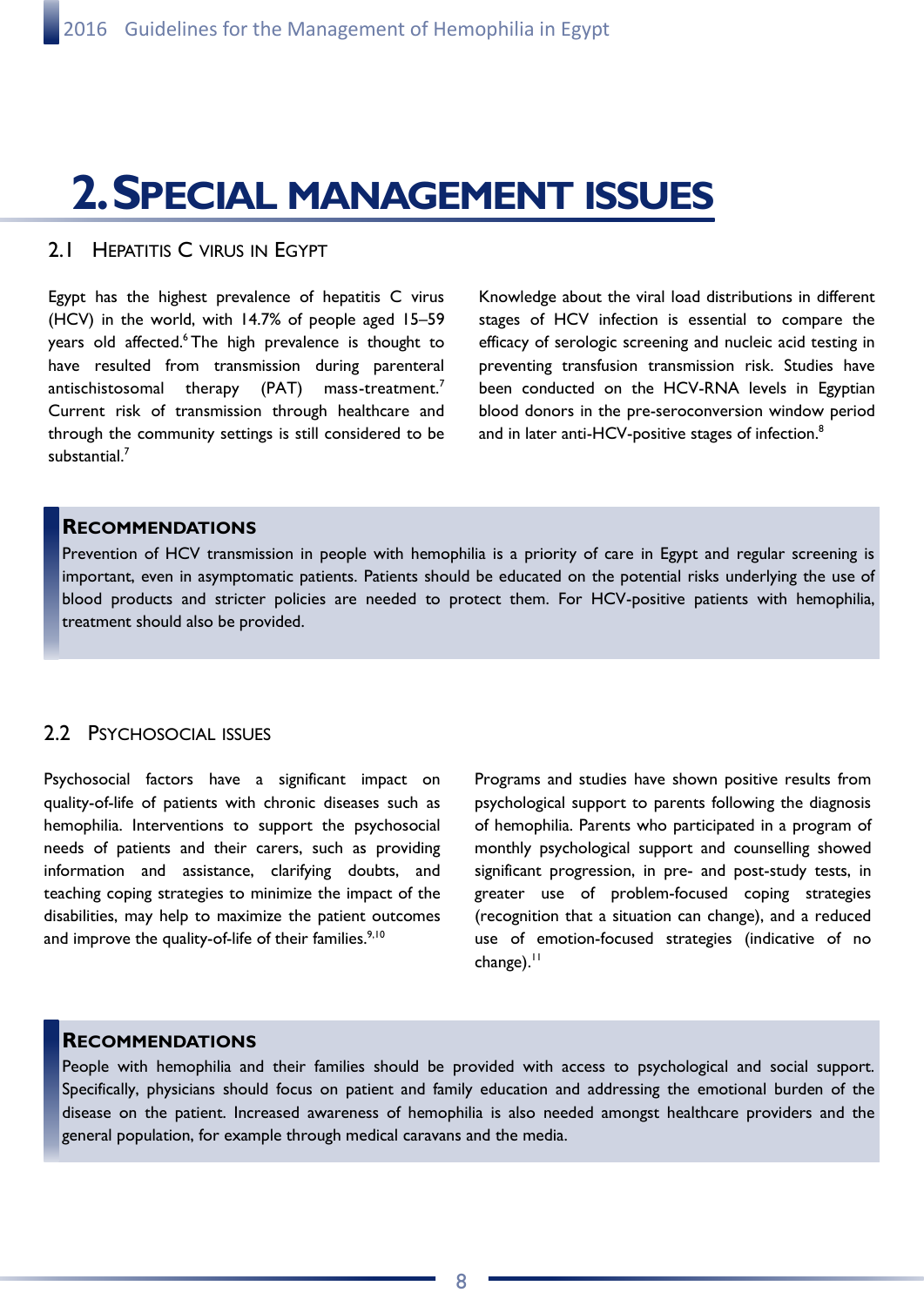# 2. Special Management Issues

## 2.1 Hepatitis C virus in Egypt

Egypt has the highest prevalence of hepatitis C virus (HCV) in the world, with 14.7% of people aged 15–59 years old affected.[6] The high prevalence is thought to have resulted from transmission during parenteral antischistosomal therapy (PAT) mass-treatment.[7] Current risk of transmission through healthcare and through the community settings is still considered to be substantial.[7]

Knowledge about the viral load distributions in different stages of HCV infection is essential to compare the efficacy of serologic screening and nucleic acid testing in preventing transfusion transmission risk. Studies have been conducted on the HCV-RNA levels in Egyptian blood donors in the pre-seroconversion window period and in later anti-HCV-positive stages of infection.[8]

### Recommendations

Prevention of HCV transmission in people with hemophilia is a priority of care in Egypt and regular screening is important, even in asymptomatic patients. Patients should be educated on the potential risks underlying the use of blood products and stricter policies are needed to protect them. For HCV-positive patients with hemophilia, treatment should also be provided.

## 2.2 Psychosocial issues

Psychosocial factors have a significant impact on quality-of-life of patients with chronic diseases such as hemophilia. Interventions to support the psychosocial needs of patients and their carers, such as providing information and assistance, clarifying doubts, and teaching coping strategies to minimize the impact of the disabilities, may help to maximize the patient outcomes and improve the quality-of-life of their families.[9,10]

Programs and studies have shown positive results from psychological support to parents following the diagnosis of hemophilia. Parents who participated in a program of monthly psychological support and counselling showed significant progression, in pre- and post-study tests, in greater use of problem-focused coping strategies (recognition that a situation can change), and a reduced use of emotion-focused strategies (indicative of no change).[11]

### Recommendations

People with hemophilia and their families should be provided with access to psychological and social support. Specifically, physicians should focus on patient and family education and addressing the emotional burden of the disease on the patient. Increased awareness of hemophilia is also needed amongst healthcare providers and the general population, for example through medical caravans and the media.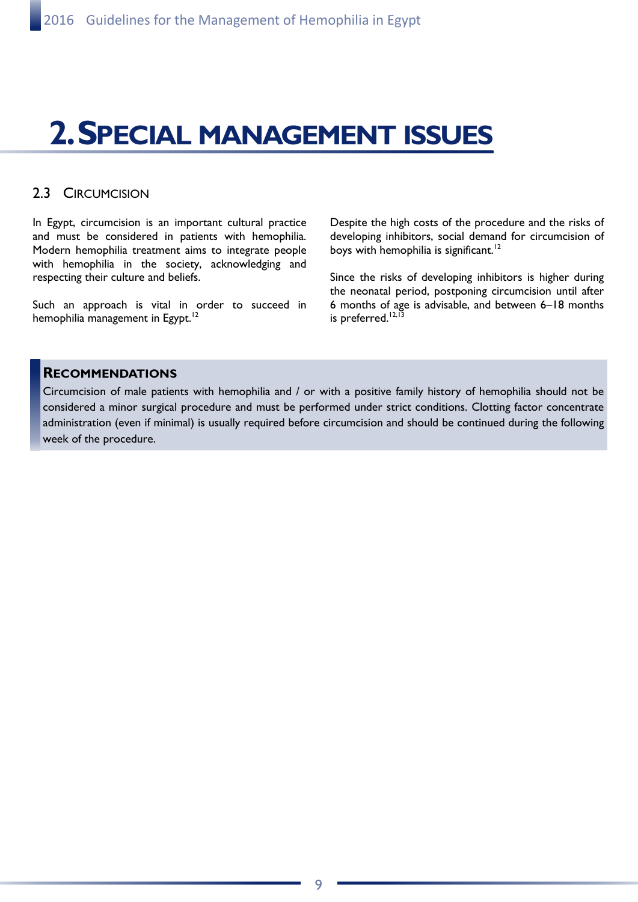# 2. Special management issues

## 2.3 Circumcision

In Egypt, circumcision is an important cultural practice and must be considered in patients with hemophilia. Modern hemophilia treatment aims to integrate people with hemophilia in the society, acknowledging and respecting their culture and beliefs.

Such an approach is vital in order to succeed in hemophilia management in Egypt.[12]

Despite the high costs of the procedure and the risks of developing inhibitors, social demand for circumcision of boys with hemophilia is significant.[12]

Since the risks of developing inhibitors is higher during the neonatal period, postponing circumcision until after 6 months of age is advisable, and between 6–18 months is preferred.[12,13]

**Recommendations**

Circumcision of male patients with hemophilia and / or with a positive family history of hemophilia should not be considered a minor surgical procedure and must be performed under strict conditions. Clotting factor concentrate administration (even if minimal) is usually required before circumcision and should be continued during the following week of the procedure.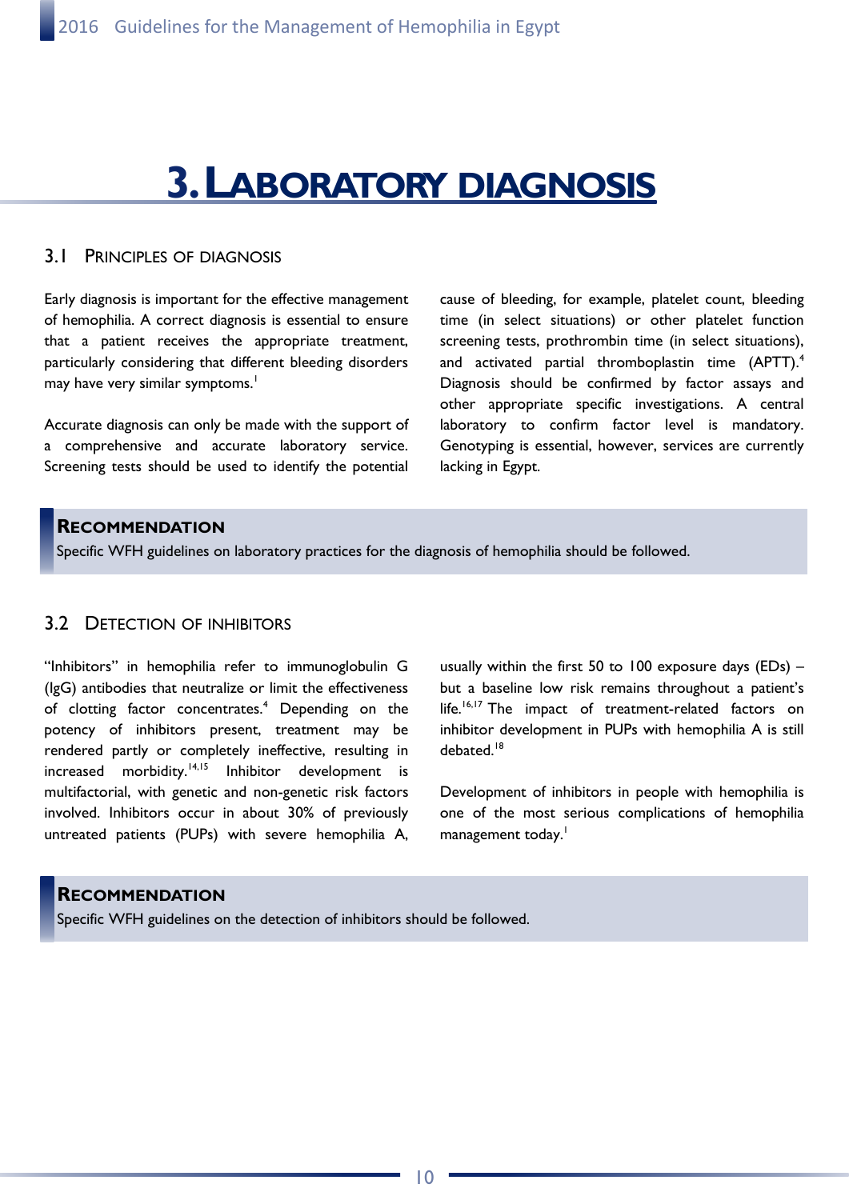# 3. Laboratory Diagnosis

## 3.1 Principles of Diagnosis

Early diagnosis is important for the effective management of hemophilia. A correct diagnosis is essential to ensure that a patient receives the appropriate treatment, particularly considering that different bleeding disorders may have very similar symptoms.[1]

Accurate diagnosis can only be made with the support of a comprehensive and accurate laboratory service. Screening tests should be used to identify the potential cause of bleeding, for example, platelet count, bleeding time (in select situations) or other platelet function screening tests, prothrombin time (in select situations), and activated partial thromboplastin time (APTT).[4] Diagnosis should be confirmed by factor assays and other appropriate specific investigations. A central laboratory to confirm factor level is mandatory. Genotyping is essential, however, services are currently lacking in Egypt.

> **Recommendation**
> Specific WFH guidelines on laboratory practices for the diagnosis of hemophilia should be followed.

## 3.2 Detection of Inhibitors

"Inhibitors" in hemophilia refer to immunoglobulin G (IgG) antibodies that neutralize or limit the effectiveness of clotting factor concentrates.[4] Depending on the potency of inhibitors present, treatment may be rendered partly or completely ineffective, resulting in increased morbidity.[14,15] Inhibitor development is multifactorial, with genetic and non-genetic risk factors involved. Inhibitors occur in about 30% of previously untreated patients (PUPs) with severe hemophilia A, usually within the first 50 to 100 exposure days (EDs) – but a baseline low risk remains throughout a patient's life.[16,17] The impact of treatment-related factors on inhibitor development in PUPs with hemophilia A is still debated.[18]

Development of inhibitors in people with hemophilia is one of the most serious complications of hemophilia management today.[1]

> **Recommendation**
> Specific WFH guidelines on the detection of inhibitors should be followed.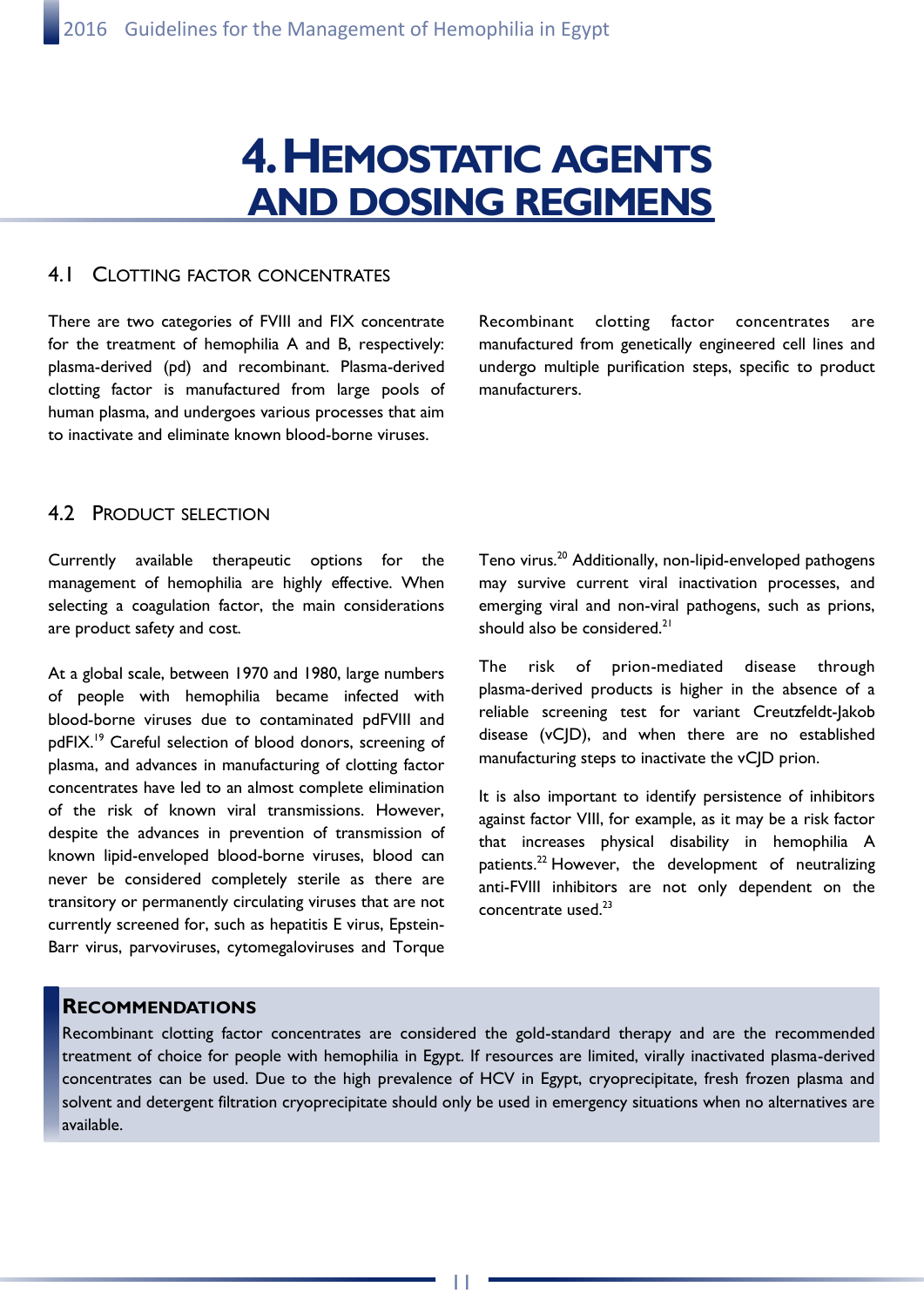# 4. Hemostatic Agents and Dosing Regimens

## 4.1 Clotting Factor Concentrates

There are two categories of FVIII and FIX concentrate for the treatment of hemophilia A and B, respectively: plasma-derived (pd) and recombinant. Plasma-derived clotting factor is manufactured from large pools of human plasma, and undergoes various processes that aim to inactivate and eliminate known blood-borne viruses.

Recombinant clotting factor concentrates are manufactured from genetically engineered cell lines and undergo multiple purification steps, specific to product manufacturers.

## 4.2 Product Selection

Currently available therapeutic options for the management of hemophilia are highly effective. When selecting a coagulation factor, the main considerations are product safety and cost.

At a global scale, between 1970 and 1980, large numbers of people with hemophilia became infected with blood-borne viruses due to contaminated pdFVIII and pdFIX.[19] Careful selection of blood donors, screening of plasma, and advances in manufacturing of clotting factor concentrates have led to an almost complete elimination of the risk of known viral transmissions. However, despite the advances in prevention of transmission of known lipid-enveloped blood-borne viruses, blood can never be considered completely sterile as there are transitory or permanently circulating viruses that are not currently screened for, such as hepatitis E virus, Epstein-Barr virus, parvoviruses, cytomegaloviruses and Torque Teno virus.[20] Additionally, non-lipid-enveloped pathogens may survive current viral inactivation processes, and emerging viral and non-viral pathogens, such as prions, should also be considered.[21]

The risk of prion-mediated disease through plasma-derived products is higher in the absence of a reliable screening test for variant Creutzfeldt-Jakob disease (vCJD), and when there are no established manufacturing steps to inactivate the vCJD prion.

It is also important to identify persistence of inhibitors against factor VIII, for example, as it may be a risk factor that increases physical disability in hemophilia A patients.[22] However, the development of neutralizing anti-FVIII inhibitors are not only dependent on the concentrate used.[23]

### Recommendations

Recombinant clotting factor concentrates are considered the gold-standard therapy and are the recommended treatment of choice for people with hemophilia in Egypt. If resources are limited, virally inactivated plasma-derived concentrates can be used. Due to the high prevalence of HCV in Egypt, cryoprecipitate, fresh frozen plasma and solvent and detergent filtration cryoprecipitate should only be used in emergency situations when no alternatives are available.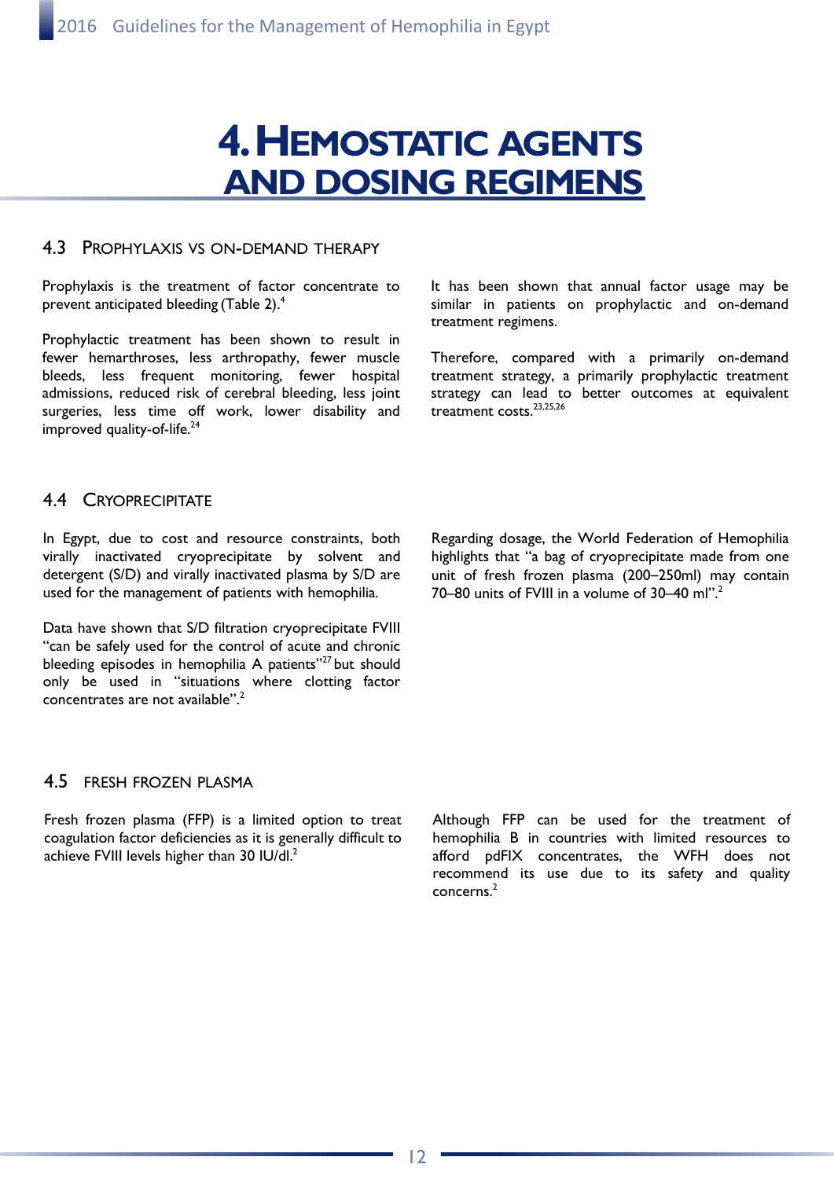# 4. Hemostatic Agents and Dosing Regimens

## 4.3 Prophylaxis vs On-Demand Therapy

Prophylaxis is the treatment of factor concentrate to prevent anticipated bleeding (Table 2).[4]

Prophylactic treatment has been shown to result in fewer hemarthroses, less arthropathy, fewer muscle bleeds, less frequent monitoring, fewer hospital admissions, reduced risk of cerebral bleeding, less joint surgeries, less time off work, lower disability and improved quality-of-life.[24]

It has been shown that annual factor usage may be similar in patients on prophylactic and on-demand treatment regimens.

Therefore, compared with a primarily on-demand treatment strategy, a primarily prophylactic treatment strategy can lead to better outcomes at equivalent treatment costs.[23,25,26]

## 4.4 Cryoprecipitate

In Egypt, due to cost and resource constraints, both virally inactivated cryoprecipitate by solvent and detergent (S/D) and virally inactivated plasma by S/D are used for the management of patients with hemophilia.

Data have shown that S/D filtration cryoprecipitate FVIII "can be safely used for the control of acute and chronic bleeding episodes in hemophilia A patients"[27] but should only be used in "situations where clotting factor concentrates are not available".[2]

Regarding dosage, the World Federation of Hemophilia highlights that "a bag of cryoprecipitate made from one unit of fresh frozen plasma (200–250ml) may contain 70–80 units of FVIII in a volume of 30–40 ml".[2]

## 4.5 Fresh Frozen Plasma

Fresh frozen plasma (FFP) is a limited option to treat coagulation factor deficiencies as it is generally difficult to achieve FVIII levels higher than 30 IU/dl.[2]

Although FFP can be used for the treatment of hemophilia B in countries with limited resources to afford pdFIX concentrates, the WFH does not recommend its use due to its safety and quality concerns.[2]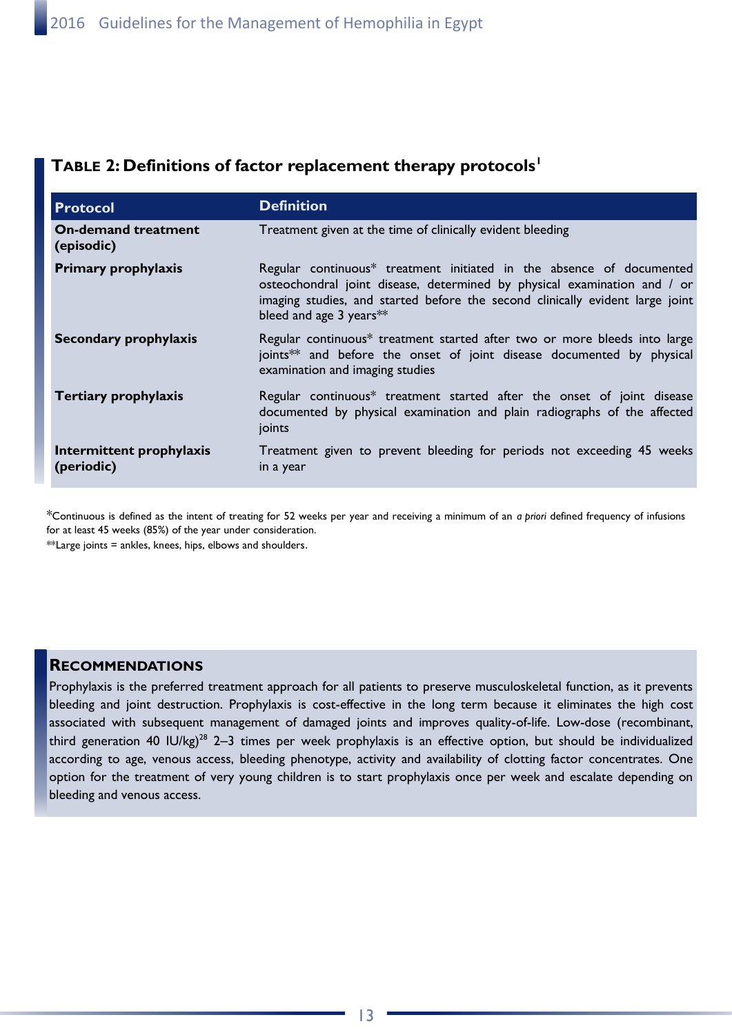## TABLE 2: Definitions of factor replacement therapy protocols[1]

| Protocol | Definition |
|---|---|
| **On-demand treatment (episodic)** | Treatment given at the time of clinically evident bleeding |
| **Primary prophylaxis** | Regular continuous* treatment initiated in the absence of documented osteochondral joint disease, determined by physical examination and / or imaging studies, and started before the second clinically evident large joint bleed and age 3 years** |
| **Secondary prophylaxis** | Regular continuous* treatment started after two or more bleeds into large joints** and before the onset of joint disease documented by physical examination and imaging studies |
| **Tertiary prophylaxis** | Regular continuous* treatment started after the onset of joint disease documented by physical examination and plain radiographs of the affected joints |
| **Intermittent prophylaxis (periodic)** | Treatment given to prevent bleeding for periods not exceeding 45 weeks in a year |

*Continuous is defined as the intent of treating for 52 weeks per year and receiving a minimum of an *a priori* defined frequency of infusions for at least 45 weeks (85%) of the year under consideration.

**Large joints = ankles, knees, hips, elbows and shoulders.

## RECOMMENDATIONS

Prophylaxis is the preferred treatment approach for all patients to preserve musculoskeletal function, as it prevents bleeding and joint destruction. Prophylaxis is cost-effective in the long term because it eliminates the high cost associated with subsequent management of damaged joints and improves quality-of-life. Low-dose (recombinant, third generation 40 IU/kg)[28] 2–3 times per week prophylaxis is an effective option, but should be individualized according to age, venous access, bleeding phenotype, activity and availability of clotting factor concentrates. One option for the treatment of very young children is to start prophylaxis once per week and escalate depending on bleeding and venous access.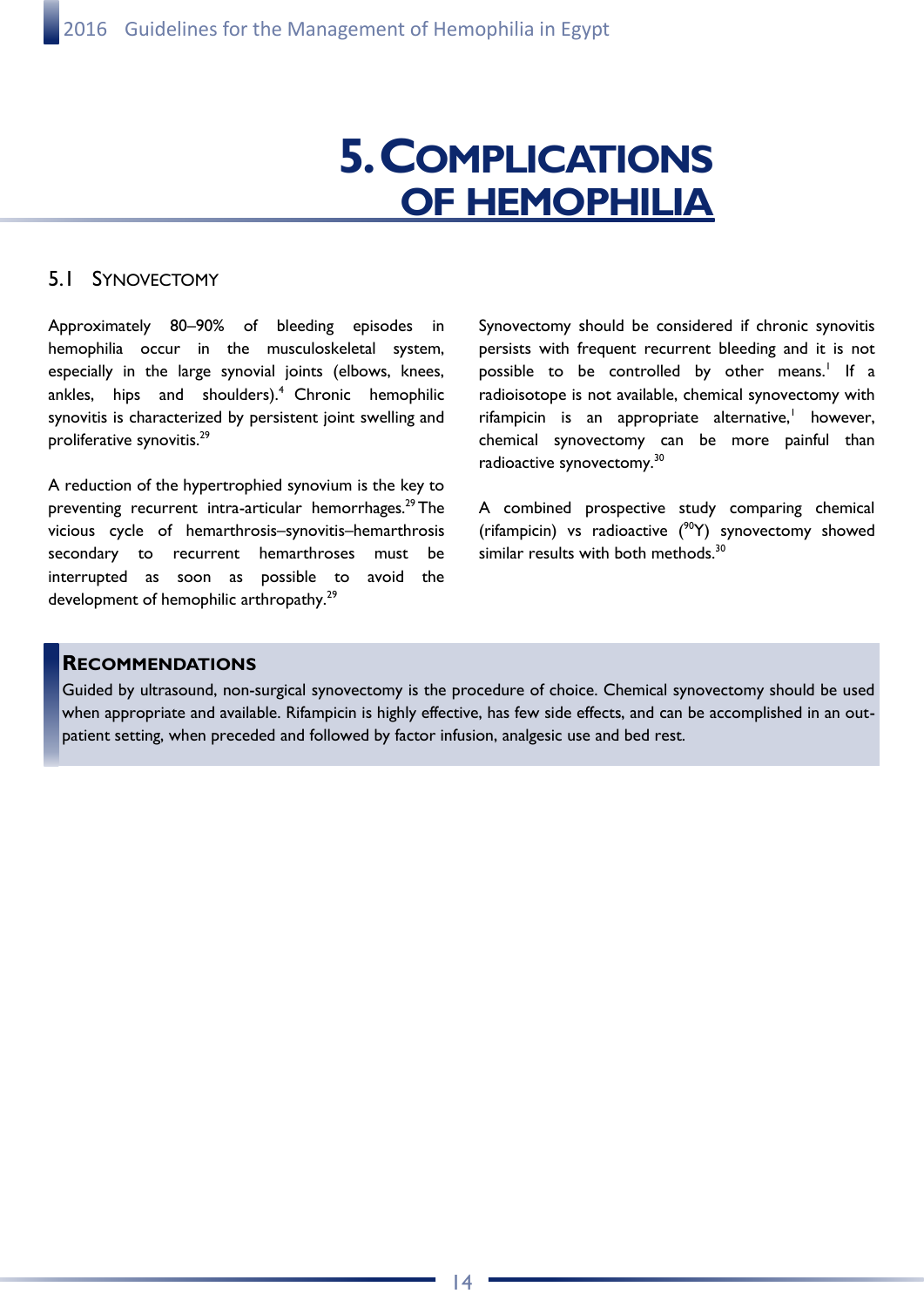# 5. Complications of Hemophilia

## 5.1 Synovectomy

Approximately 80–90% of bleeding episodes in hemophilia occur in the musculoskeletal system, especially in the large synovial joints (elbows, knees, ankles, hips and shoulders).[4] Chronic hemophilic synovitis is characterized by persistent joint swelling and proliferative synovitis.[29]

A reduction of the hypertrophied synovium is the key to preventing recurrent intra-articular hemorrhages.[29] The vicious cycle of hemarthrosis–synovitis–hemarthrosis secondary to recurrent hemarthroses must be interrupted as soon as possible to avoid the development of hemophilic arthropathy.[29]

Synovectomy should be considered if chronic synovitis persists with frequent recurrent bleeding and it is not possible to be controlled by other means.[1] If a radioisotope is not available, chemical synovectomy with rifampicin is an appropriate alternative,[1] however, chemical synovectomy can be more painful than radioactive synovectomy.[30]

A combined prospective study comparing chemical (rifampicin) vs radioactive ($^{90}$Y) synovectomy showed similar results with both methods.[30]

**Recommendations**

Guided by ultrasound, non-surgical synovectomy is the procedure of choice. Chemical synovectomy should be used when appropriate and available. Rifampicin is highly effective, has few side effects, and can be accomplished in an out-patient setting, when preceded and followed by factor infusion, analgesic use and bed rest.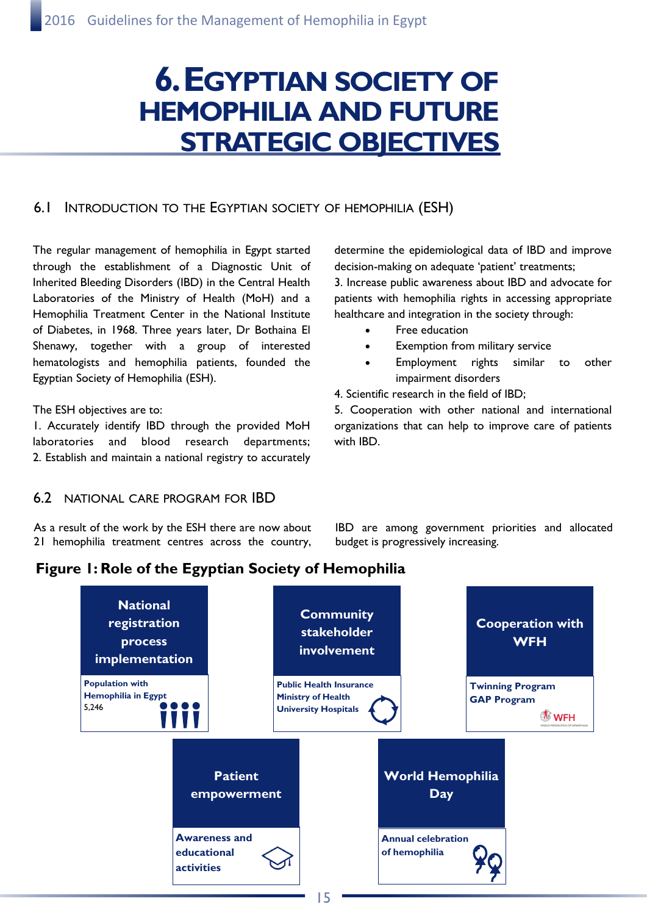# 6. EGYPTIAN SOCIETY OF HEMOPHILIA AND FUTURE STRATEGIC OBJECTIVES

## 6.1 INTRODUCTION TO THE EGYPTIAN SOCIETY OF HEMOPHILIA (ESH)

The regular management of hemophilia in Egypt started through the establishment of a Diagnostic Unit of Inherited Bleeding Disorders (IBD) in the Central Health Laboratories of the Ministry of Health (MoH) and a Hemophilia Treatment Center in the National Institute of Diabetes, in 1968. Three years later, Dr Bothaina El Shenawy, together with a group of interested hematologists and hemophilia patients, founded the Egyptian Society of Hemophilia (ESH).

The ESH objectives are to:

1. Accurately identify IBD through the provided MoH laboratories and blood research departments;
2. Establish and maintain a national registry to accurately determine the epidemiological data of IBD and improve decision-making on adequate 'patient' treatments;
3. Increase public awareness about IBD and advocate for patients with hemophilia rights in accessing appropriate healthcare and integration in the society through:
   - Free education
   - Exemption from military service
   - Employment rights similar to other impairment disorders
4. Scientific research in the field of IBD;
5. Cooperation with other national and international organizations that can help to improve care of patients with IBD.

## 6.2 NATIONAL CARE PROGRAM FOR IBD

As a result of the work by the ESH there are now about 21 hemophilia treatment centres across the country, IBD are among government priorities and allocated budget is progressively increasing.

**Figure 1: Role of the Egyptian Society of Hemophilia**

**National registration process implementation**
Population with Hemophilia in Egypt
5,246

**Community stakeholder involvement**
Public Health Insurance
Ministry of Health
University Hospitals

**Cooperation with WFH**
Twinning Program
GAP Program
WFH

**Patient empowerment**
Awareness and educational activities

**World Hemophilia Day**
Annual celebration of hemophilia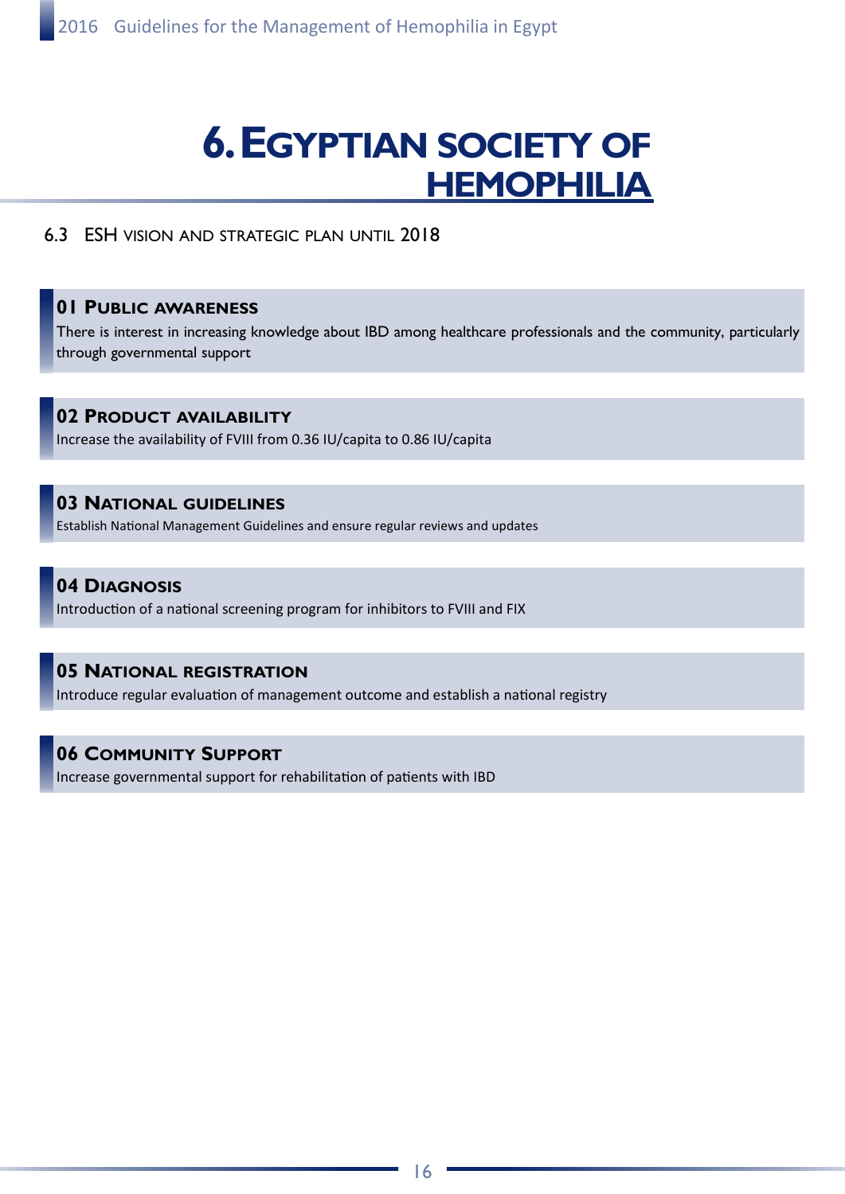# 6. Egyptian Society of Hemophilia

## 6.3 ESH vision and strategic plan until 2018

**01 Public Awareness**

There is interest in increasing knowledge about IBD among healthcare professionals and the community, particularly through governmental support

**02 Product Availability**

Increase the availability of FVIII from 0.36 IU/capita to 0.86 IU/capita

**03 National Guidelines**

Establish National Management Guidelines and ensure regular reviews and updates

**04 Diagnosis**

Introduction of a national screening program for inhibitors to FVIII and FIX

**05 National Registration**

Introduce regular evaluation of management outcome and establish a national registry

**06 Community Support**

Increase governmental support for rehabilitation of patients with IBD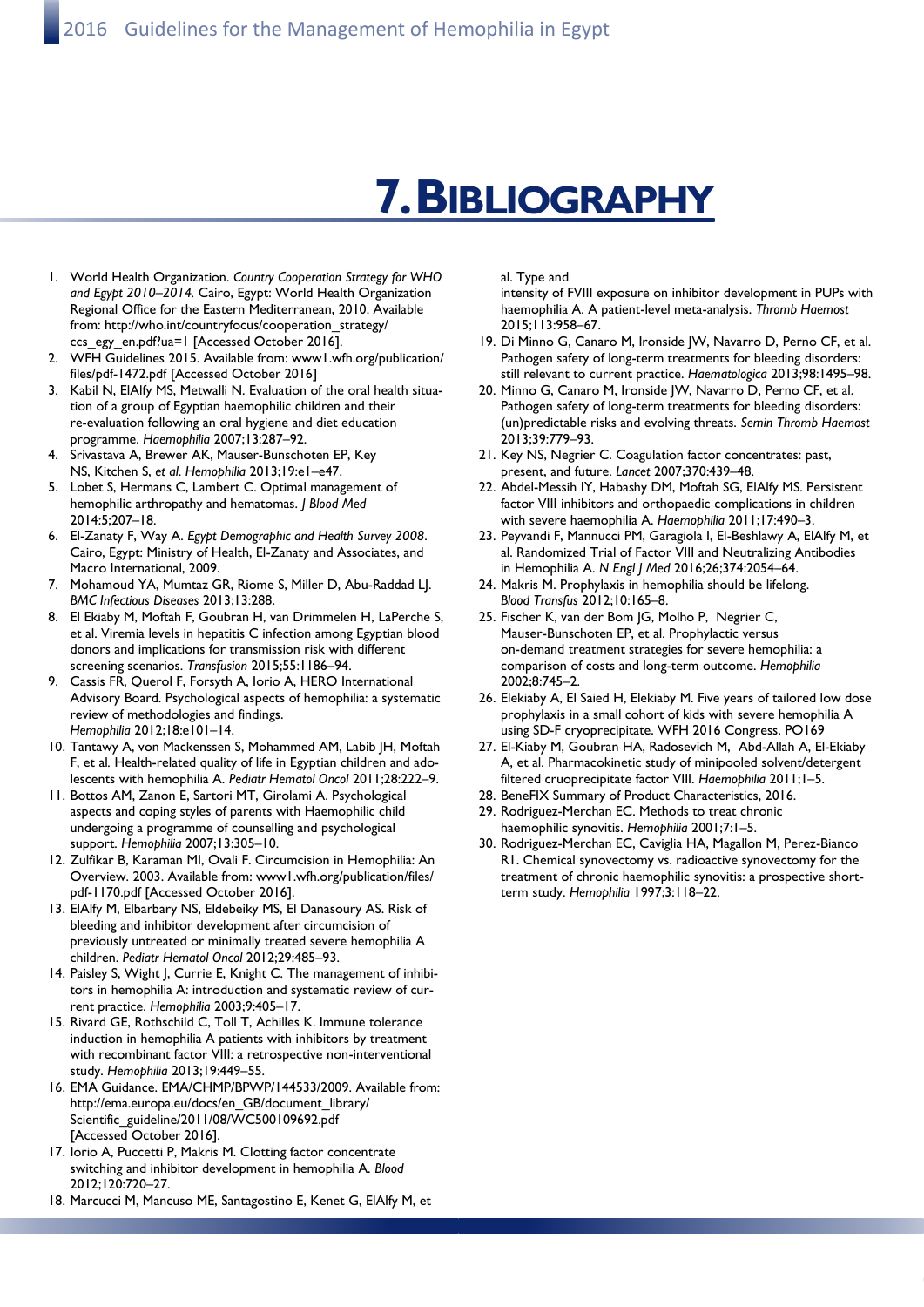# 7. BIBLIOGRAPHY

1. World Health Organization. *Country Cooperation Strategy for WHO and Egypt 2010–2014.* Cairo, Egypt: World Health Organization Regional Office for the Eastern Mediterranean, 2010. Available from: http://who.int/countryfocus/cooperation_strategy/ccs_egy_en.pdf?ua=1 [Accessed October 2016].
2. WFH Guidelines 2015. Available from: www1.wfh.org/publication/files/pdf-1472.pdf [Accessed October 2016]
3. Kabil N, ElAlfy MS, Metwalli N. Evaluation of the oral health situation of a group of Egyptian haemophilic children and their re-evaluation following an oral hygiene and diet education programme. *Haemophilia* 2007;13:287–92.
4. Srivastava A, Brewer AK, Mauser-Bunschoten EP, Key NS, Kitchen S, *et al. Hemophilia* 2013;19:e1–e47.
5. Lobet S, Hermans C, Lambert C. Optimal management of hemophilic arthropathy and hematomas. *J Blood Med* 2014:5;207–18.
6. El-Zanaty F, Way A. *Egypt Demographic and Health Survey 2008*. Cairo, Egypt: Ministry of Health, El-Zanaty and Associates, and Macro International, 2009.
7. Mohamoud YA, Mumtaz GR, Riome S, Miller D, Abu-Raddad LJ. *BMC Infectious Diseases* 2013;13:288.
8. El Ekiaby M, Moftah F, Goubran H, van Drimmelen H, LaPerche S, et al. Viremia levels in hepatitis C infection among Egyptian blood donors and implications for transmission risk with different screening scenarios. *Transfusion* 2015;55:1186–94.
9. Cassis FR, Querol F, Forsyth A, Iorio A, HERO International Advisory Board. Psychological aspects of hemophilia: a systematic review of methodologies and findings. *Hemophilia* 2012;18:e101–14.
10. Tantawy A, von Mackenssen S, Mohammed AM, Labib JH, Moftah F, et al. Health-related quality of life in Egyptian children and adolescents with hemophilia A. *Pediatr Hematol Oncol* 2011;28:222–9.
11. Bottos AM, Zanon E, Sartori MT, Girolami A. Psychological aspects and coping styles of parents with Haemophilic child undergoing a programme of counselling and psychological support. *Hemophilia* 2007;13:305–10.
12. Zulfikar B, Karaman MI, Ovali F. Circumcision in Hemophilia: An Overview. 2003. Available from: www1.wfh.org/publication/files/pdf-1170.pdf [Accessed October 2016].
13. ElAlfy M, Elbarbary NS, Eldebeiky MS, El Danasoury AS. Risk of bleeding and inhibitor development after circumcision of previously untreated or minimally treated severe hemophilia A children. *Pediatr Hematol Oncol* 2012;29:485–93.
14. Paisley S, Wight J, Currie E, Knight C. The management of inhibitors in hemophilia A: introduction and systematic review of current practice. *Hemophilia* 2003;9:405–17.
15. Rivard GE, Rothschild C, Toll T, Achilles K. Immune tolerance induction in hemophilia A patients with inhibitors by treatment with recombinant factor VIII: a retrospective non-interventional study. *Hemophilia* 2013;19:449–55.
16. EMA Guidance. EMA/CHMP/BPWP/144533/2009. Available from: http://ema.europa.eu/docs/en_GB/document_library/Scientific_guideline/2011/08/WC500109692.pdf [Accessed October 2016].
17. Iorio A, Puccetti P, Makris M. Clotting factor concentrate switching and inhibitor development in hemophilia A. *Blood* 2012;120:720–27.
18. Marcucci M, Mancuso ME, Santagostino E, Kenet G, ElAlfy M, et al. Type and intensity of FVIII exposure on inhibitor development in PUPs with haemophilia A. A patient-level meta-analysis. *Thromb Haemost* 2015;113:958–67.
19. Di Minno G, Canaro M, Ironside JW, Navarro D, Perno CF, et al. Pathogen safety of long-term treatments for bleeding disorders: still relevant to current practice. *Haematologica* 2013;98:1495–98.
20. Minno G, Canaro M, Ironside JW, Navarro D, Perno CF, et al. Pathogen safety of long-term treatments for bleeding disorders: (un)predictable risks and evolving threats. *Semin Thromb Haemost* 2013;39:779–93.
21. Key NS, Negrier C. Coagulation factor concentrates: past, present, and future. *Lancet* 2007;370:439–48.
22. Abdel-Messih IY, Habashy DM, Moftah SG, ElAlfy MS. Persistent factor VIII inhibitors and orthopaedic complications in children with severe haemophilia A. *Haemophilia* 2011;17:490–3.
23. Peyvandi F, Mannucci PM, Garagiola I, El-Beshlawy A, ElAlfy M, et al. Randomized Trial of Factor VIII and Neutralizing Antibodies in Hemophilia A. *N Engl J Med* 2016;26;374:2054–64.
24. Makris M. Prophylaxis in hemophilia should be lifelong. *Blood Transfus* 2012;10:165–8.
25. Fischer K, van der Bom JG, Molho P, Negrier C, Mauser-Bunschoten EP, et al. Prophylactic versus on-demand treatment strategies for severe hemophilia: a comparison of costs and long-term outcome. *Hemophilia* 2002;8:745–2.
26. Elekiaby A, El Saied H, Elekiaby M. Five years of tailored low dose prophylaxis in a small cohort of kids with severe hemophilia A using SD-F cryoprecipitate. WFH 2016 Congress, PO169
27. El-Kiaby M, Goubran HA, Radosevich M, Abd-Allah A, El-Ekiaby A, et al. Pharmacokinetic study of minipooled solvent/detergent filtered cruoprecipitate factor VIII. *Haemophilia* 2011;1–5.
28. BeneFIX Summary of Product Characteristics, 2016.
29. Rodriguez-Merchan EC. Methods to treat chronic haemophilic synovitis. *Hemophilia* 2001;7:1–5.
30. Rodriguez-Merchan EC, Caviglia HA, Magallon M, Perez-Bianco R1. Chemical synovectomy vs. radioactive synovectomy for the treatment of chronic haemophilic synovitis: a prospective short-term study. *Hemophilia* 1997;3:118–22.